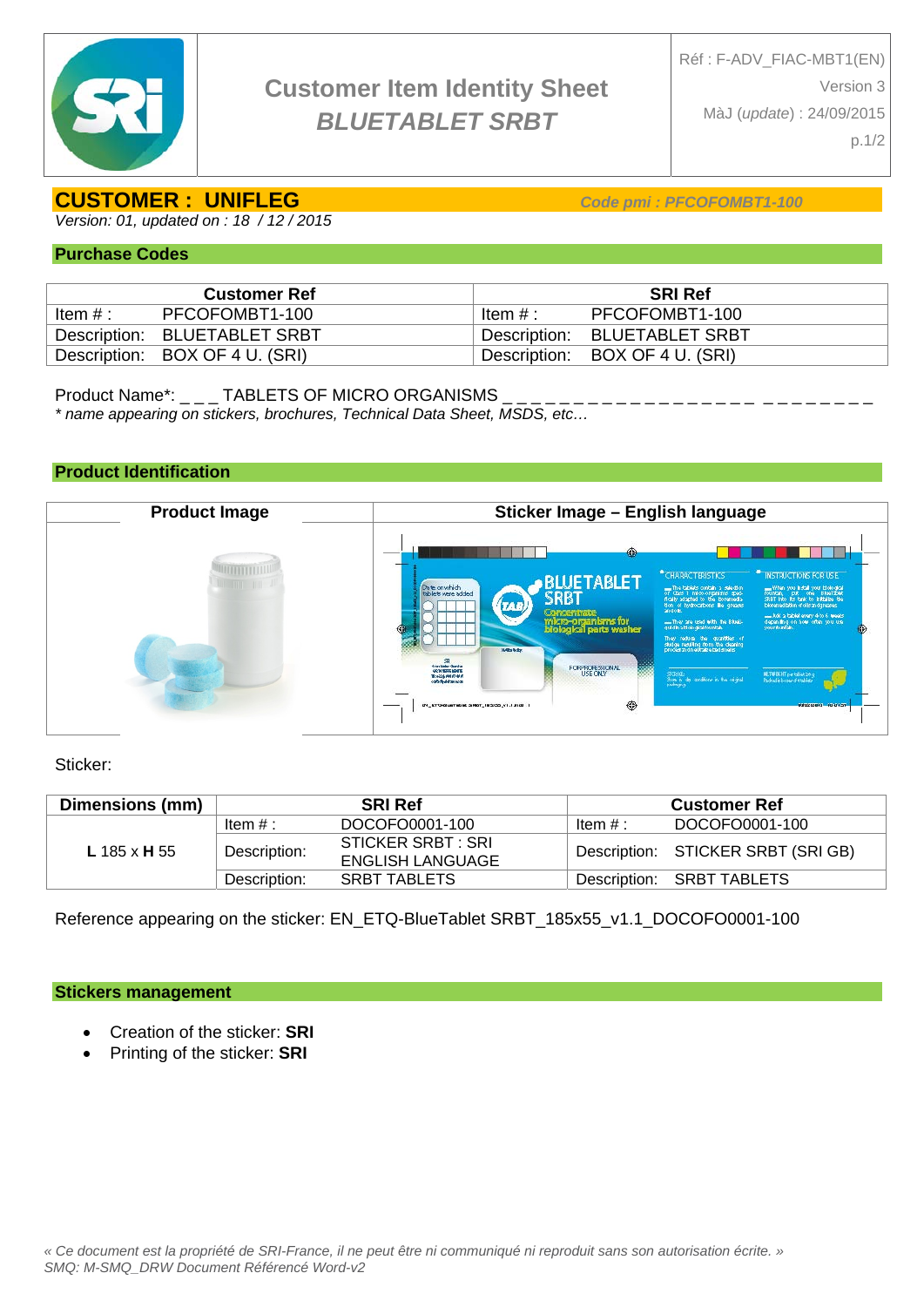| | Customer Item Identity Sheet<br>*BLUETABLET SRBT* | Réf : F-ADV_FIAC-MBT1(EN)<br>Version 3<br>MàJ (*update*) : 24/09/2015 |
|---|---|---|

## CUSTOMER : UNIFLEG

***Code pmi : PFCOFOMBT1-100***

*Version: 01, updated on : 18 / 12 / 2015*

### Purchase Codes

| Customer Ref | | SRI Ref | |
|---|---|---|---|
| Item # : | PFCOFOMBT1-100 | Item # : | PFCOFOMBT1-100 |
| Description: | BLUETABLET SRBT | Description: | BLUETABLET SRBT |
| Description: | BOX OF 4 U. (SRI) | Description: | BOX OF 4 U. (SRI) |

Product Name*: _ _ _ TABLETS OF MICRO ORGANISMS _ _ _ _ _ _ _ _ _ _ _ _ _ _ _ _ _ _ _ _ _ _ _ _ _ _

*\* name appearing on stickers, brochures, Technical Data Sheet, MSDS, etc…*

### Product Identification

| Product Image | Sticker Image – English language |
|---|---|
| | |

Sticker:

| Dimensions (mm) | SRI Ref | | Customer Ref | |
|---|---|---|---|---|
| **L** 185 x **H** 55 | Item # : | DOCOFO0001-100 | Item # : | DOCOFO0001-100 |
| | Description: | STICKER SRBT : SRI ENGLISH LANGUAGE | Description: | STICKER SRBT (SRI GB) |
| | Description: | SRBT TABLETS | Description: | SRBT TABLETS |

Reference appearing on the sticker: EN_ETQ-BlueTablet SRBT_185x55_v1.1_DOCOFO0001-100

### Stickers management

- Creation of the sticker: **SRI**
- Printing of the sticker: **SRI**

*« Ce document est la propriété de SRI-France, il ne peut être ni communiqué ni reproduit sans son autorisation écrite. »*
*SMQ: M-SMQ_DRW Document Référencé Word-v2*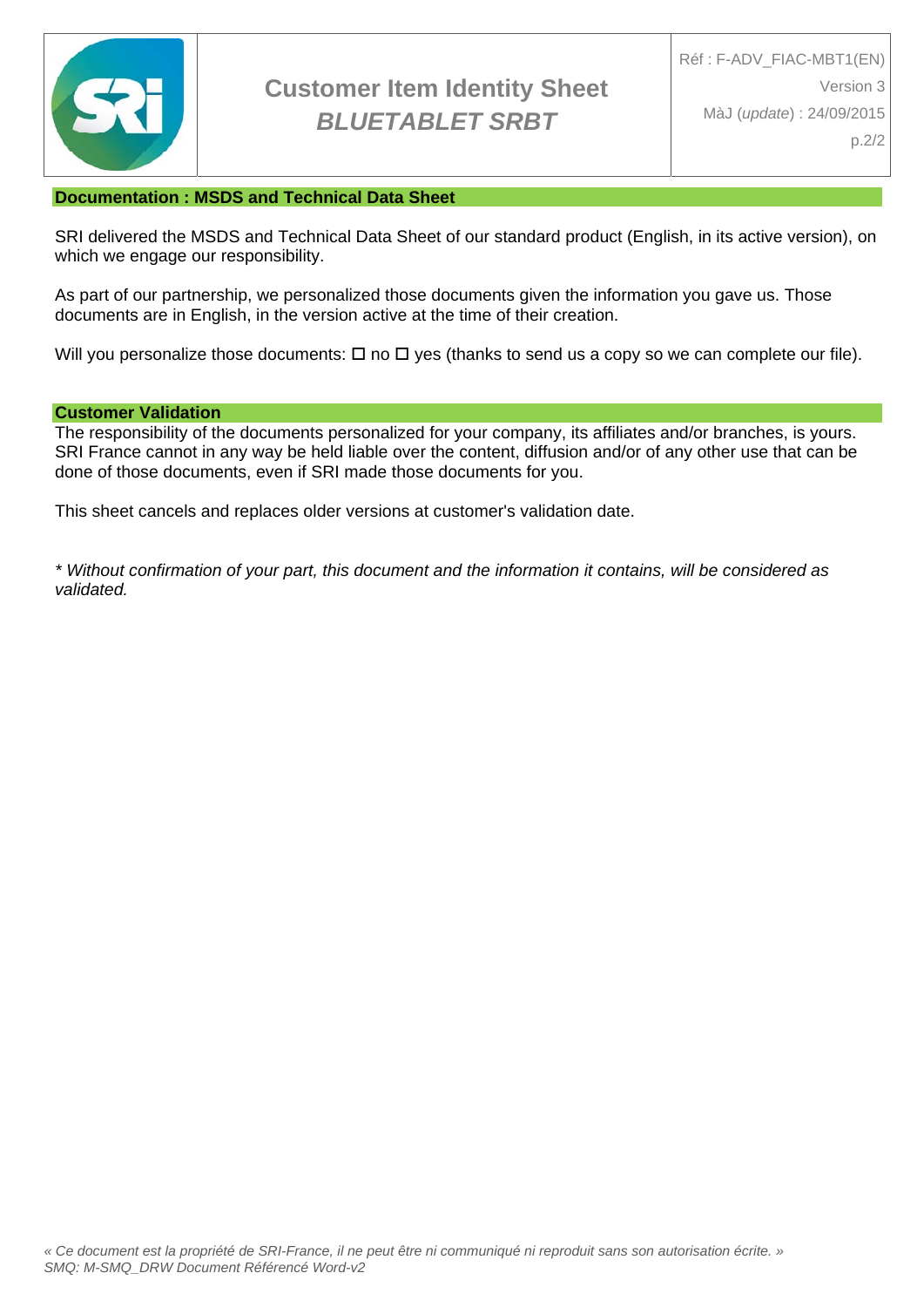## Documentation : MSDS and Technical Data Sheet

SRI delivered the MSDS and Technical Data Sheet of our standard product (English, in its active version), on which we engage our responsibility.

As part of our partnership, we personalized those documents given the information you gave us. Those documents are in English, in the version active at the time of their creation.

Will you personalize those documents: ☐ no ☐ yes (thanks to send us a copy so we can complete our file).

## Customer Validation

The responsibility of the documents personalized for your company, its affiliates and/or branches, is yours. SRI France cannot in any way be held liable over the content, diffusion and/or of any other use that can be done of those documents, even if SRI made those documents for you.

This sheet cancels and replaces older versions at customer's validation date.

*\* Without confirmation of your part, this document and the information it contains, will be considered as validated.*